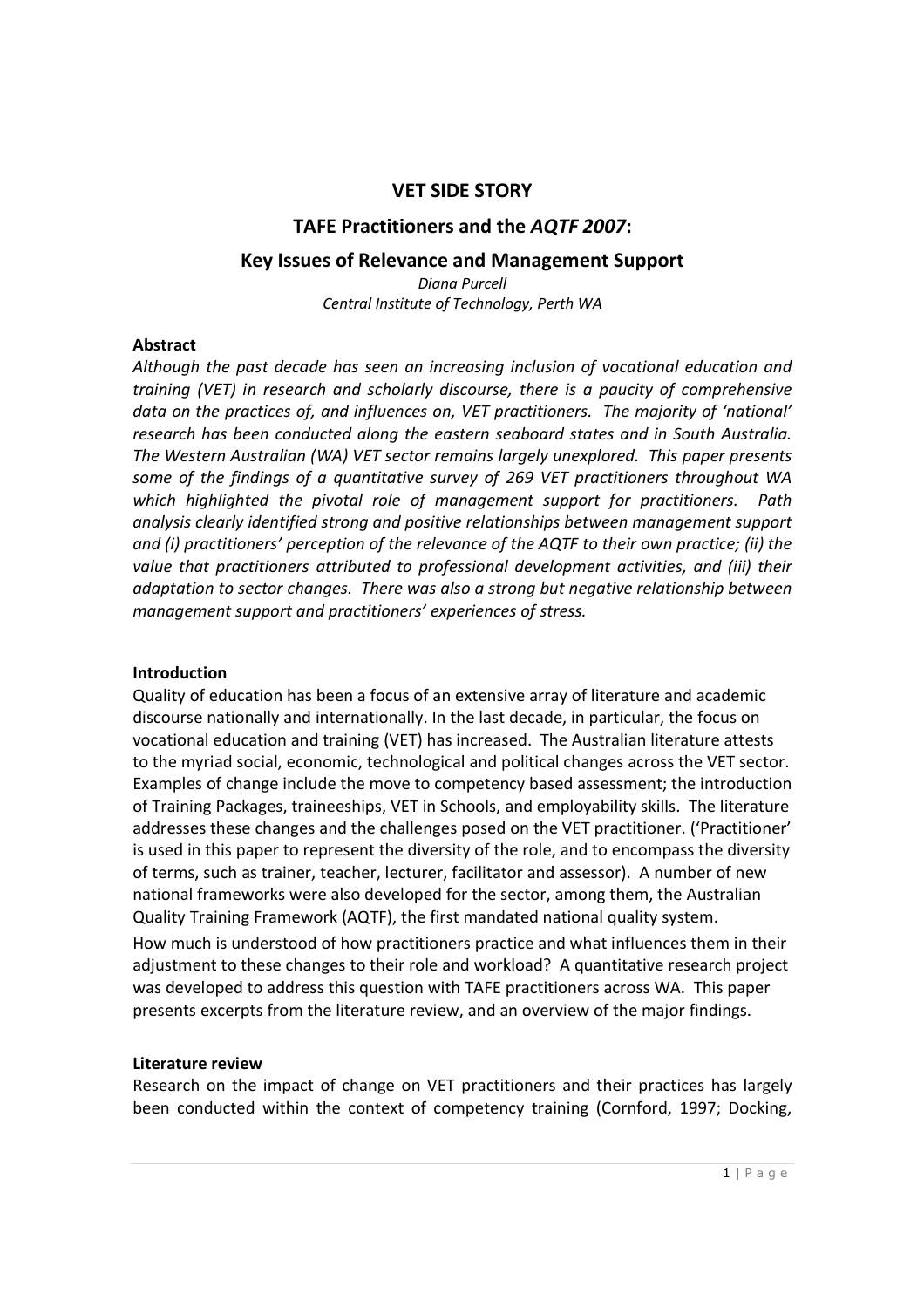# VET SIDE STORY

## TAFE Practitioners and the *AQTF 2007*:

## Key Issues of Relevance and Management Support

*Diana Purcell*
*Central Institute of Technology, Perth WA*

**Abstract**

*Although the past decade has seen an increasing inclusion of vocational education and training (VET) in research and scholarly discourse, there is a paucity of comprehensive data on the practices of, and influences on, VET practitioners. The majority of 'national' research has been conducted along the eastern seaboard states and in South Australia. The Western Australian (WA) VET sector remains largely unexplored. This paper presents some of the findings of a quantitative survey of 269 VET practitioners throughout WA which highlighted the pivotal role of management support for practitioners. Path analysis clearly identified strong and positive relationships between management support and (i) practitioners' perception of the relevance of the AQTF to their own practice; (ii) the value that practitioners attributed to professional development activities, and (iii) their adaptation to sector changes. There was also a strong but negative relationship between management support and practitioners' experiences of stress.*

**Introduction**

Quality of education has been a focus of an extensive array of literature and academic discourse nationally and internationally. In the last decade, in particular, the focus on vocational education and training (VET) has increased. The Australian literature attests to the myriad social, economic, technological and political changes across the VET sector. Examples of change include the move to competency based assessment; the introduction of Training Packages, traineeships, VET in Schools, and employability skills. The literature addresses these changes and the challenges posed on the VET practitioner. ('Practitioner' is used in this paper to represent the diversity of the role, and to encompass the diversity of terms, such as trainer, teacher, lecturer, facilitator and assessor). A number of new national frameworks were also developed for the sector, among them, the Australian Quality Training Framework (AQTF), the first mandated national quality system.

How much is understood of how practitioners practice and what influences them in their adjustment to these changes to their role and workload? A quantitative research project was developed to address this question with TAFE practitioners across WA. This paper presents excerpts from the literature review, and an overview of the major findings.

**Literature review**

Research on the impact of change on VET practitioners and their practices has largely been conducted within the context of competency training (Cornford, 1997; Docking,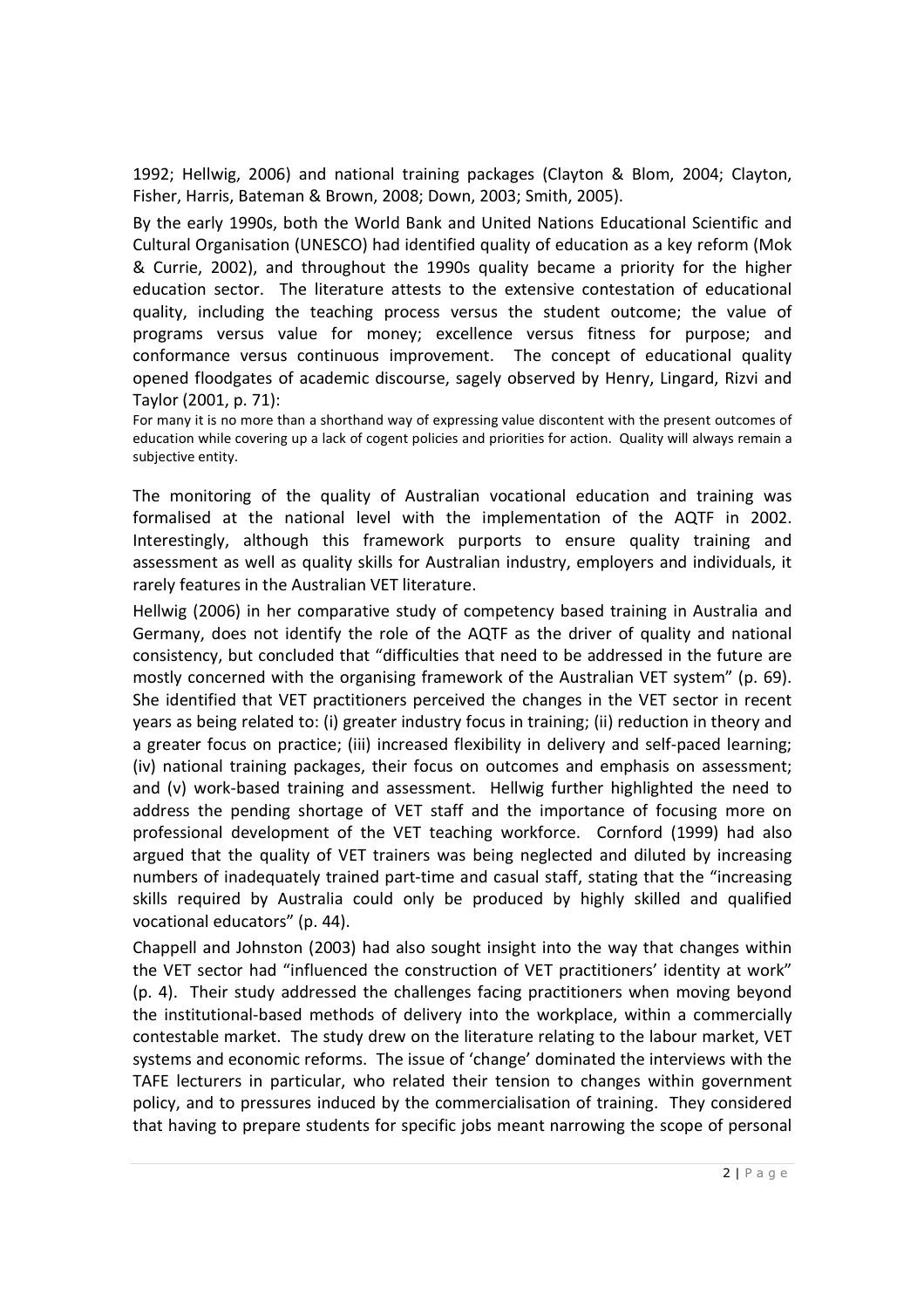1992; Hellwig, 2006) and national training packages (Clayton & Blom, 2004; Clayton, Fisher, Harris, Bateman & Brown, 2008; Down, 2003; Smith, 2005).

By the early 1990s, both the World Bank and United Nations Educational Scientific and Cultural Organisation (UNESCO) had identified quality of education as a key reform (Mok & Currie, 2002), and throughout the 1990s quality became a priority for the higher education sector. The literature attests to the extensive contestation of educational quality, including the teaching process versus the student outcome; the value of programs versus value for money; excellence versus fitness for purpose; and conformance versus continuous improvement. The concept of educational quality opened floodgates of academic discourse, sagely observed by Henry, Lingard, Rizvi and Taylor (2001, p. 71):

> For many it is no more than a shorthand way of expressing value discontent with the present outcomes of education while covering up a lack of cogent policies and priorities for action. Quality will always remain a subjective entity.

The monitoring of the quality of Australian vocational education and training was formalised at the national level with the implementation of the AQTF in 2002. Interestingly, although this framework purports to ensure quality training and assessment as well as quality skills for Australian industry, employers and individuals, it rarely features in the Australian VET literature.

Hellwig (2006) in her comparative study of competency based training in Australia and Germany, does not identify the role of the AQTF as the driver of quality and national consistency, but concluded that "difficulties that need to be addressed in the future are mostly concerned with the organising framework of the Australian VET system" (p. 69). She identified that VET practitioners perceived the changes in the VET sector in recent years as being related to: (i) greater industry focus in training; (ii) reduction in theory and a greater focus on practice; (iii) increased flexibility in delivery and self-paced learning; (iv) national training packages, their focus on outcomes and emphasis on assessment; and (v) work-based training and assessment. Hellwig further highlighted the need to address the pending shortage of VET staff and the importance of focusing more on professional development of the VET teaching workforce. Cornford (1999) had also argued that the quality of VET trainers was being neglected and diluted by increasing numbers of inadequately trained part-time and casual staff, stating that the "increasing skills required by Australia could only be produced by highly skilled and qualified vocational educators" (p. 44).

Chappell and Johnston (2003) had also sought insight into the way that changes within the VET sector had "influenced the construction of VET practitioners' identity at work" (p. 4). Their study addressed the challenges facing practitioners when moving beyond the institutional-based methods of delivery into the workplace, within a commercially contestable market. The study drew on the literature relating to the labour market, VET systems and economic reforms. The issue of 'change' dominated the interviews with the TAFE lecturers in particular, who related their tension to changes within government policy, and to pressures induced by the commercialisation of training. They considered that having to prepare students for specific jobs meant narrowing the scope of personal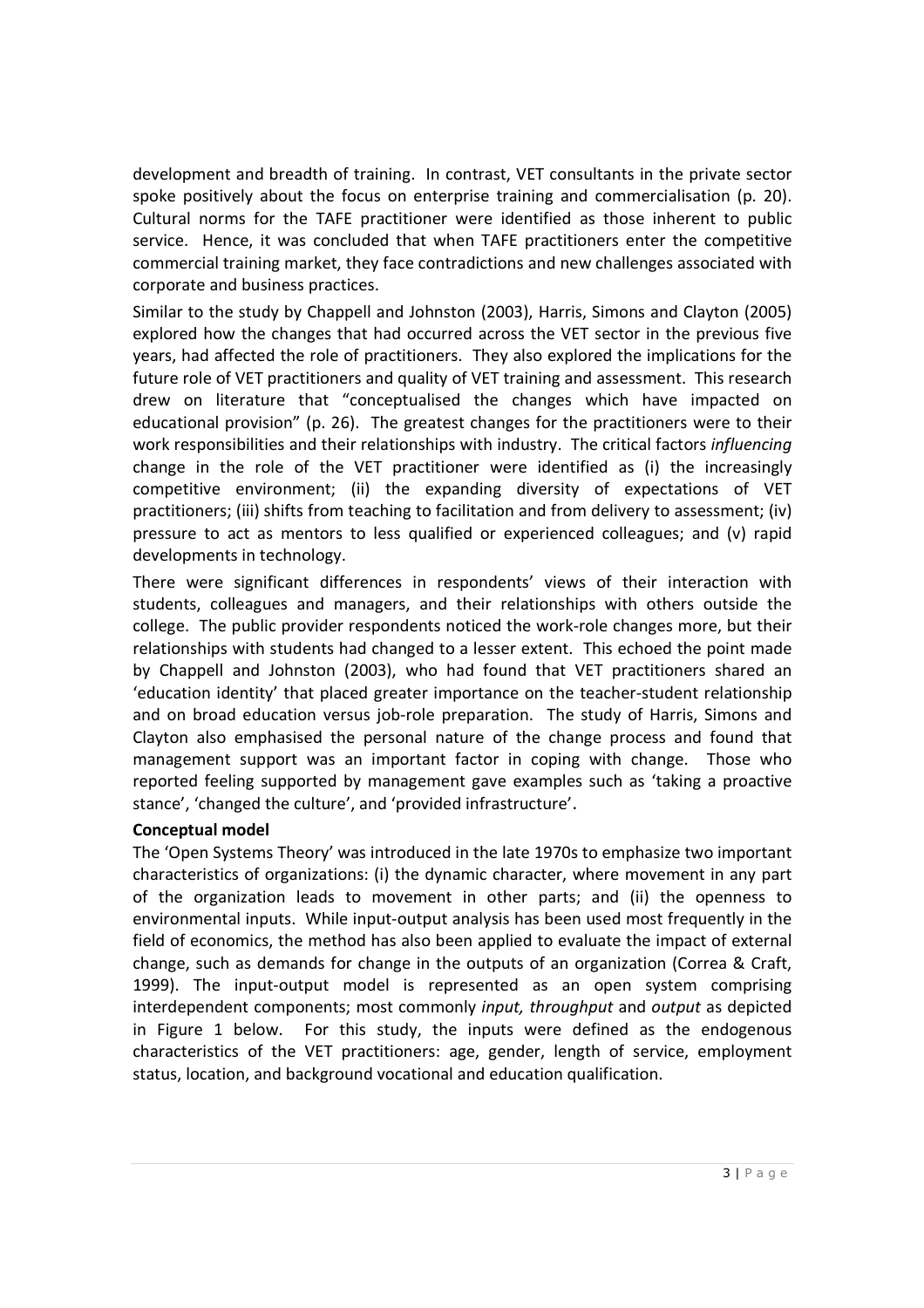development and breadth of training. In contrast, VET consultants in the private sector spoke positively about the focus on enterprise training and commercialisation (p. 20). Cultural norms for the TAFE practitioner were identified as those inherent to public service. Hence, it was concluded that when TAFE practitioners enter the competitive commercial training market, they face contradictions and new challenges associated with corporate and business practices.

Similar to the study by Chappell and Johnston (2003), Harris, Simons and Clayton (2005) explored how the changes that had occurred across the VET sector in the previous five years, had affected the role of practitioners. They also explored the implications for the future role of VET practitioners and quality of VET training and assessment. This research drew on literature that "conceptualised the changes which have impacted on educational provision" (p. 26). The greatest changes for the practitioners were to their work responsibilities and their relationships with industry. The critical factors *influencing* change in the role of the VET practitioner were identified as (i) the increasingly competitive environment; (ii) the expanding diversity of expectations of VET practitioners; (iii) shifts from teaching to facilitation and from delivery to assessment; (iv) pressure to act as mentors to less qualified or experienced colleagues; and (v) rapid developments in technology.

There were significant differences in respondents' views of their interaction with students, colleagues and managers, and their relationships with others outside the college. The public provider respondents noticed the work-role changes more, but their relationships with students had changed to a lesser extent. This echoed the point made by Chappell and Johnston (2003), who had found that VET practitioners shared an 'education identity' that placed greater importance on the teacher-student relationship and on broad education versus job-role preparation. The study of Harris, Simons and Clayton also emphasised the personal nature of the change process and found that management support was an important factor in coping with change. Those who reported feeling supported by management gave examples such as 'taking a proactive stance', 'changed the culture', and 'provided infrastructure'.

**Conceptual model**

The 'Open Systems Theory' was introduced in the late 1970s to emphasize two important characteristics of organizations: (i) the dynamic character, where movement in any part of the organization leads to movement in other parts; and (ii) the openness to environmental inputs. While input-output analysis has been used most frequently in the field of economics, the method has also been applied to evaluate the impact of external change, such as demands for change in the outputs of an organization (Correa & Craft, 1999). The input-output model is represented as an open system comprising interdependent components; most commonly *input, throughput* and *output* as depicted in Figure 1 below. For this study, the inputs were defined as the endogenous characteristics of the VET practitioners: age, gender, length of service, employment status, location, and background vocational and education qualification.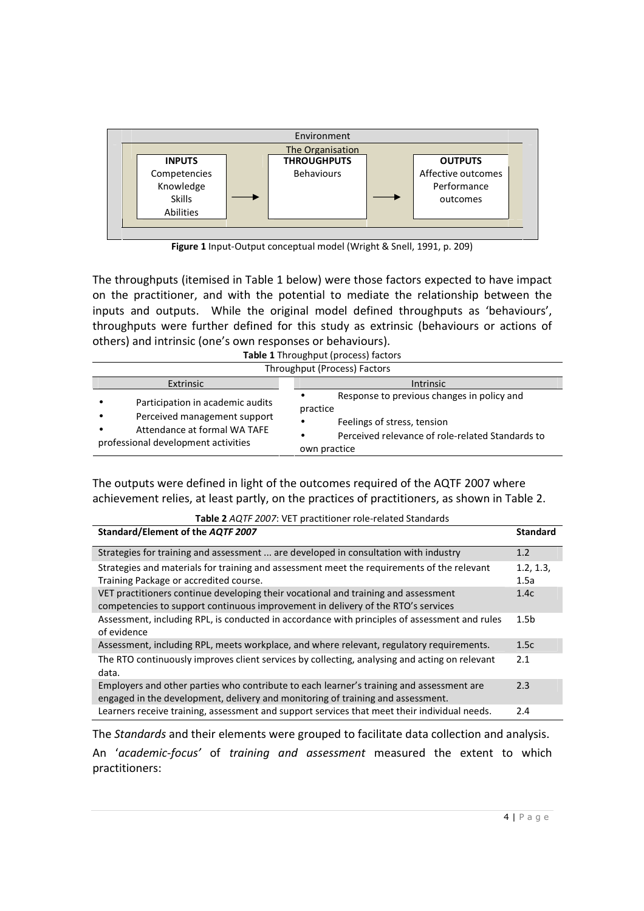| Environment | | |
|---|---|---|
| The Organisation | | |
| **INPUTS** | **THROUGHPUTS** | **OUTPUTS** |
| Competencies<br>Knowledge<br>Skills<br>Abilities | Behaviours | Affective outcomes<br>Performance outcomes |

**Figure 1** Input-Output conceptual model (Wright & Snell, 1991, p. 209)

The throughputs (itemised in Table 1 below) were those factors expected to have impact on the practitioner, and with the potential to mediate the relationship between the inputs and outputs. While the original model defined throughputs as 'behaviours', throughputs were further defined for this study as extrinsic (behaviours or actions of others) and intrinsic (one's own responses or behaviours).

**Table 1** Throughput (process) factors

| Throughput (Process) Factors | |
|---|---|
| Extrinsic | Intrinsic |
| • Participation in academic audits<br>• Perceived management support<br>• Attendance at formal WA TAFE professional development activities | • Response to previous changes in policy and practice<br>• Feelings of stress, tension<br>• Perceived relevance of role-related Standards to own practice |

The outputs were defined in light of the outcomes required of the AQTF 2007 where achievement relies, at least partly, on the practices of practitioners, as shown in Table 2.

**Table 2** *AQTF 2007*: VET practitioner role-related Standards

| Standard/Element of the *AQTF 2007* | Standard |
|---|---|
| Strategies for training and assessment ... are developed in consultation with industry | 1.2 |
| Strategies and materials for training and assessment meet the requirements of the relevant Training Package or accredited course. | 1.2, 1.3, 1.5a |
| VET practitioners continue developing their vocational and training and assessment competencies to support continuous improvement in delivery of the RTO's services | 1.4c |
| Assessment, including RPL, is conducted in accordance with principles of assessment and rules of evidence | 1.5b |
| Assessment, including RPL, meets workplace, and where relevant, regulatory requirements. | 1.5c |
| The RTO continuously improves client services by collecting, analysing and acting on relevant data. | 2.1 |
| Employers and other parties who contribute to each learner's training and assessment are engaged in the development, delivery and monitoring of training and assessment. | 2.3 |
| Learners receive training, assessment and support services that meet their individual needs. | 2.4 |

The *Standards* and their elements were grouped to facilitate data collection and analysis.

An '*academic-focus*' of *training and assessment* measured the extent to which practitioners: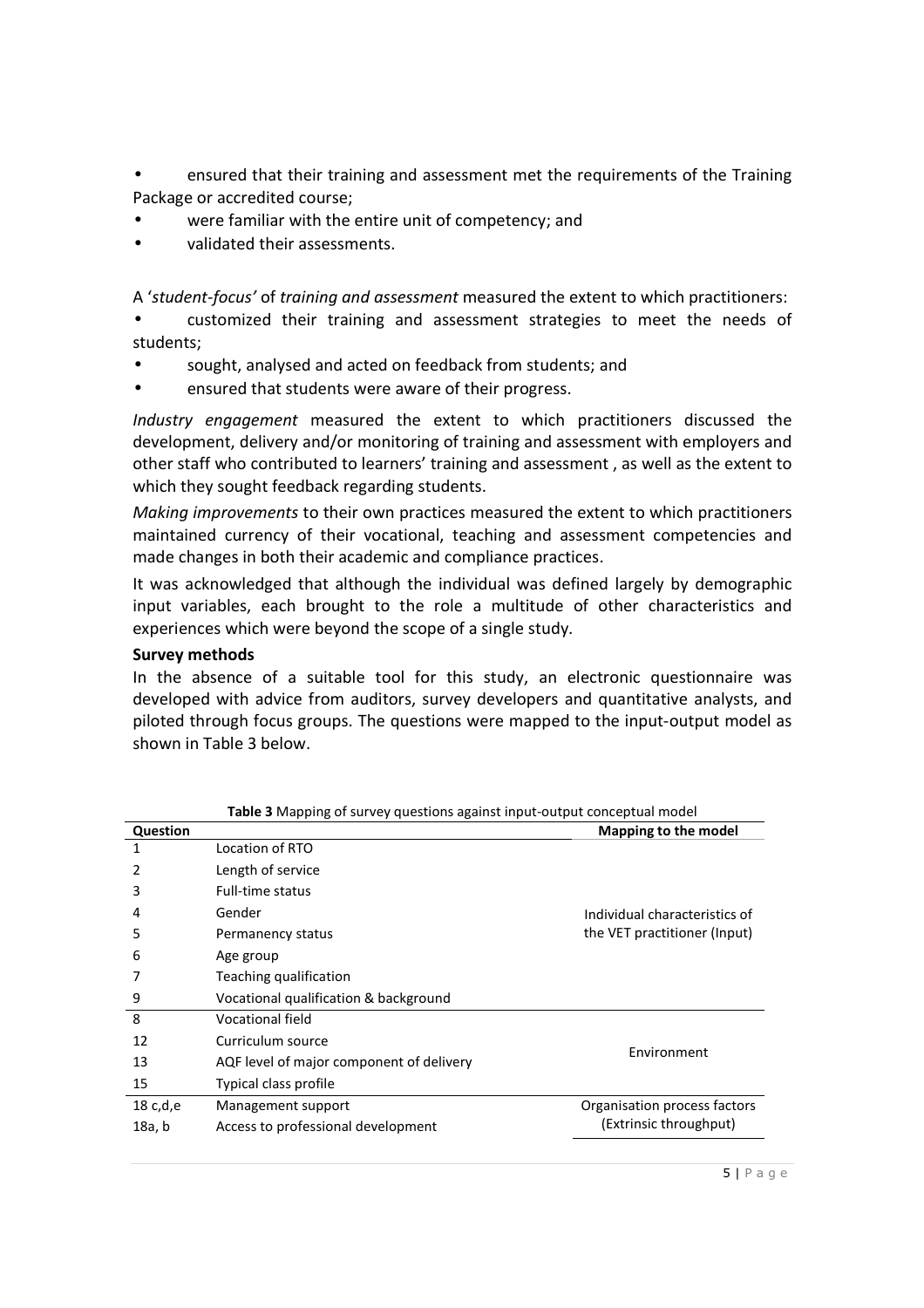- ensured that their training and assessment met the requirements of the Training Package or accredited course;
- were familiar with the entire unit of competency; and
- validated their assessments.

A '*student-focus*' of *training and assessment* measured the extent to which practitioners:

- customized their training and assessment strategies to meet the needs of students;
- sought, analysed and acted on feedback from students; and
- ensured that students were aware of their progress.

*Industry engagement* measured the extent to which practitioners discussed the development, delivery and/or monitoring of training and assessment with employers and other staff who contributed to learners' training and assessment , as well as the extent to which they sought feedback regarding students.

*Making improvements* to their own practices measured the extent to which practitioners maintained currency of their vocational, teaching and assessment competencies and made changes in both their academic and compliance practices.

It was acknowledged that although the individual was defined largely by demographic input variables, each brought to the role a multitude of other characteristics and experiences which were beyond the scope of a single study.

**Survey methods**

In the absence of a suitable tool for this study, an electronic questionnaire was developed with advice from auditors, survey developers and quantitative analysts, and piloted through focus groups. The questions were mapped to the input-output model as shown in Table 3 below.

**Table 3** Mapping of survey questions against input-output conceptual model

| Question | | Mapping to the model |
|---|---|---|
| 1 | Location of RTO | Individual characteristics of the VET practitioner (Input) |
| 2 | Length of service | |
| 3 | Full-time status | |
| 4 | Gender | |
| 5 | Permanency status | |
| 6 | Age group | |
| 7 | Teaching qualification | |
| 9 | Vocational qualification & background | |
| 8 | Vocational field | Environment |
| 12 | Curriculum source | |
| 13 | AQF level of major component of delivery | |
| 15 | Typical class profile | |
| 18 c,d,e | Management support | Organisation process factors (Extrinsic throughput) |
| 18a, b | Access to professional development | |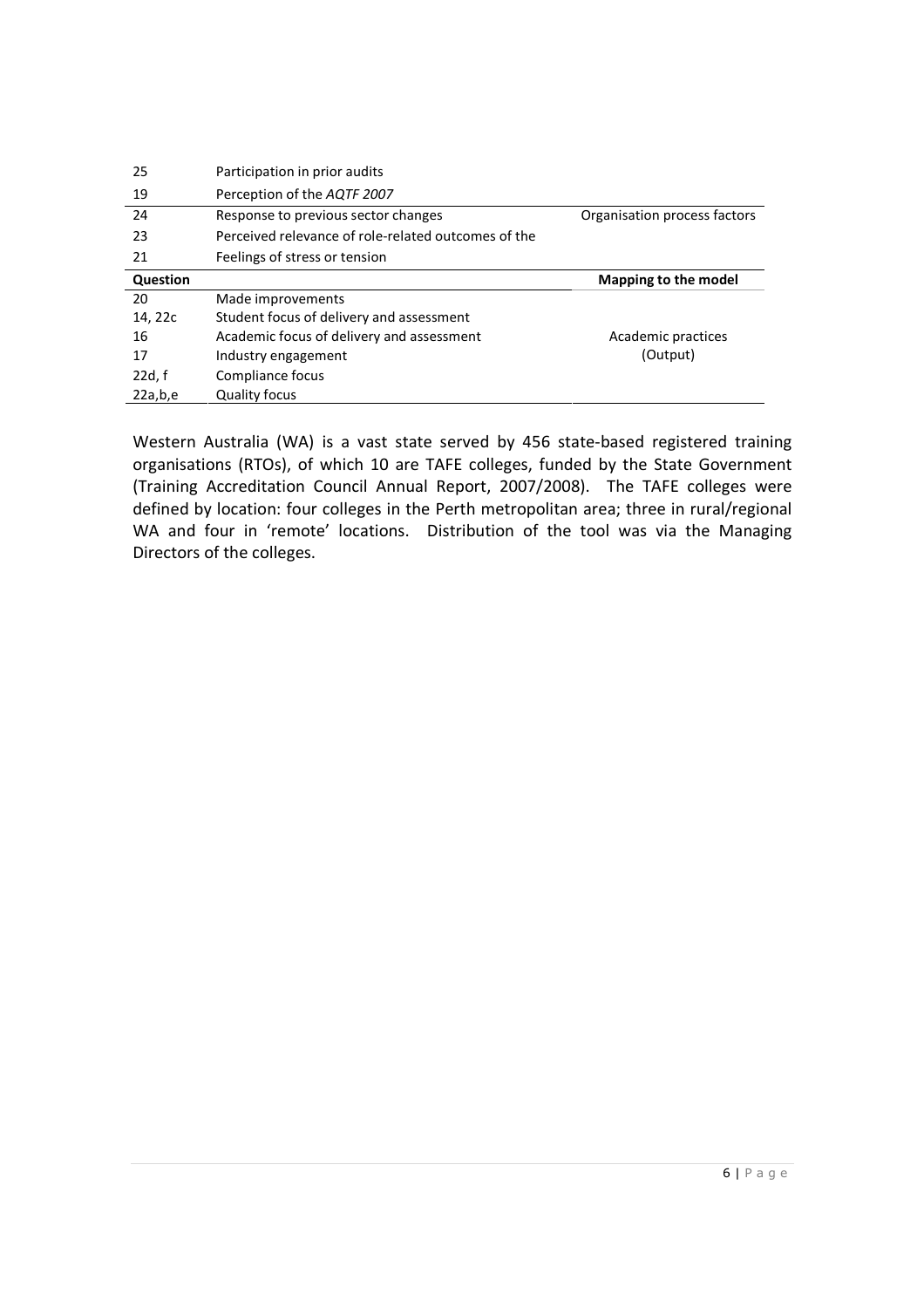| | | |
|---|---|---|
| 25 | Participation in prior audits | |
| 19 | Perception of the *AQTF 2007* | |
| 24 | Response to previous sector changes | Organisation process factors |
| 23 | Perceived relevance of role-related outcomes of the | |
| 21 | Feelings of stress or tension | |
| **Question** | | **Mapping to the model** |
| 20 | Made improvements | |
| 14, 22c | Student focus of delivery and assessment | |
| 16 | Academic focus of delivery and assessment | Academic practices |
| 17 | Industry engagement | (Output) |
| 22d, f | Compliance focus | |
| 22a,b,e | Quality focus | |

Western Australia (WA) is a vast state served by 456 state-based registered training organisations (RTOs), of which 10 are TAFE colleges, funded by the State Government (Training Accreditation Council Annual Report, 2007/2008). The TAFE colleges were defined by location: four colleges in the Perth metropolitan area; three in rural/regional WA and four in 'remote' locations. Distribution of the tool was via the Managing Directors of the colleges.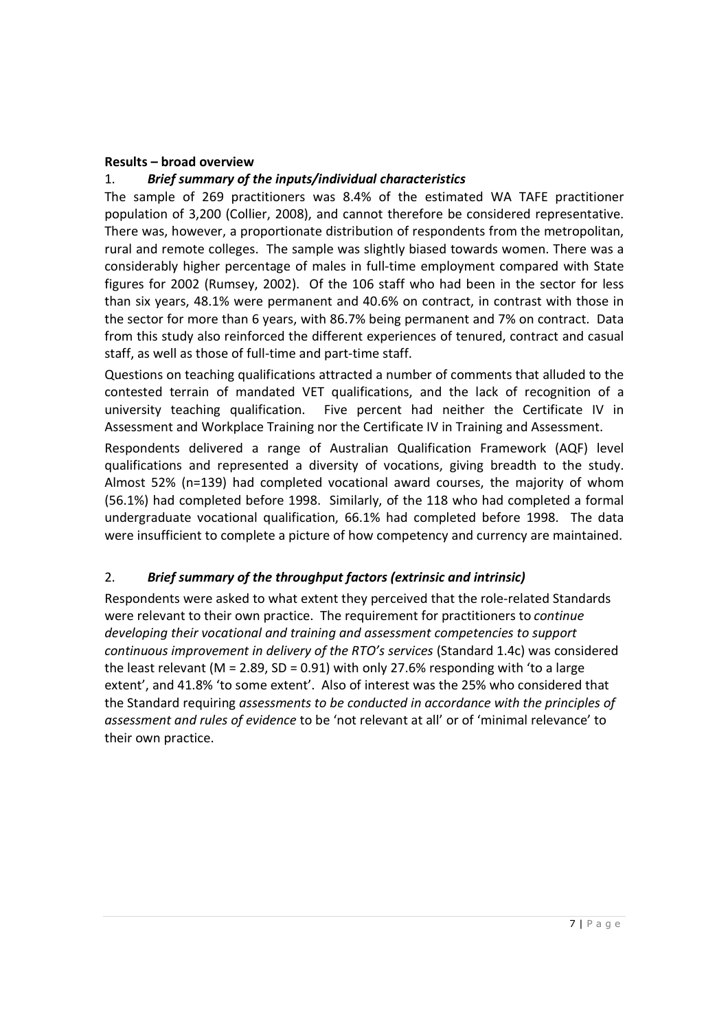**Results – broad overview**

1. ***Brief summary of the inputs/individual characteristics***

The sample of 269 practitioners was 8.4% of the estimated WA TAFE practitioner population of 3,200 (Collier, 2008), and cannot therefore be considered representative. There was, however, a proportionate distribution of respondents from the metropolitan, rural and remote colleges. The sample was slightly biased towards women. There was a considerably higher percentage of males in full-time employment compared with State figures for 2002 (Rumsey, 2002). Of the 106 staff who had been in the sector for less than six years, 48.1% were permanent and 40.6% on contract, in contrast with those in the sector for more than 6 years, with 86.7% being permanent and 7% on contract. Data from this study also reinforced the different experiences of tenured, contract and casual staff, as well as those of full-time and part-time staff.

Questions on teaching qualifications attracted a number of comments that alluded to the contested terrain of mandated VET qualifications, and the lack of recognition of a university teaching qualification. Five percent had neither the Certificate IV in Assessment and Workplace Training nor the Certificate IV in Training and Assessment.

Respondents delivered a range of Australian Qualification Framework (AQF) level qualifications and represented a diversity of vocations, giving breadth to the study. Almost 52% (n=139) had completed vocational award courses, the majority of whom (56.1%) had completed before 1998. Similarly, of the 118 who had completed a formal undergraduate vocational qualification, 66.1% had completed before 1998. The data were insufficient to complete a picture of how competency and currency are maintained.

2. ***Brief summary of the throughput factors (extrinsic and intrinsic)***

Respondents were asked to what extent they perceived that the role-related Standards were relevant to their own practice. The requirement for practitioners to *continue developing their vocational and training and assessment competencies to support continuous improvement in delivery of the RTO's services* (Standard 1.4c) was considered the least relevant ($M = 2.89$, $SD = 0.91$) with only 27.6% responding with 'to a large extent', and 41.8% 'to some extent'. Also of interest was the 25% who considered that the Standard requiring *assessments to be conducted in accordance with the principles of assessment and rules of evidence* to be 'not relevant at all' or of 'minimal relevance' to their own practice.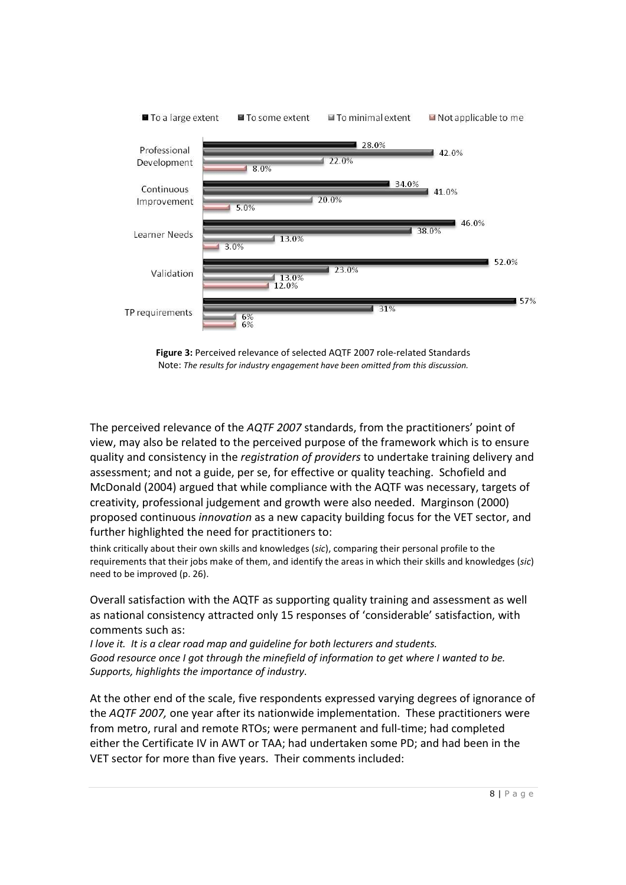| | To a large extent | To some extent | To minimal extent | Not applicable to me |
|---|---|---|---|---|
| Professional Development | 28.0% | 42.0% | 22.0% | 8.0% |
| Continuous Improvement | 34.0% | 41.0% | 20.0% | 5.0% |
| Learner Needs | 46.0% | 38.0% | 13.0% | 3.0% |
| Validation | 52.0% | 23.0% | 13.0% | 12.0% |
| TP requirements | 57% | 31% | 6% | 6% |

**Figure 3:** Perceived relevance of selected AQTF 2007 role-related Standards
Note: *The results for industry engagement have been omitted from this discussion.*

The perceived relevance of the *AQTF 2007* standards, from the practitioners' point of view, may also be related to the perceived purpose of the framework which is to ensure quality and consistency in the *registration of providers* to undertake training delivery and assessment; and not a guide, per se, for effective or quality teaching. Schofield and McDonald (2004) argued that while compliance with the AQTF was necessary, targets of creativity, professional judgement and growth were also needed. Marginson (2000) proposed continuous *innovation* as a new capacity building focus for the VET sector, and further highlighted the need for practitioners to:

> think critically about their own skills and knowledges (*sic*), comparing their personal profile to the requirements that their jobs make of them, and identify the areas in which their skills and knowledges (*sic*) need to be improved (p. 26).

Overall satisfaction with the AQTF as supporting quality training and assessment as well as national consistency attracted only 15 responses of 'considerable' satisfaction, with comments such as:

*I love it. It is a clear road map and guideline for both lecturers and students.*
*Good resource once I got through the minefield of information to get where I wanted to be.*
*Supports, highlights the importance of industry.*

At the other end of the scale, five respondents expressed varying degrees of ignorance of the *AQTF 2007,* one year after its nationwide implementation. These practitioners were from metro, rural and remote RTOs; were permanent and full-time; had completed either the Certificate IV in AWT or TAA; had undertaken some PD; and had been in the VET sector for more than five years. Their comments included: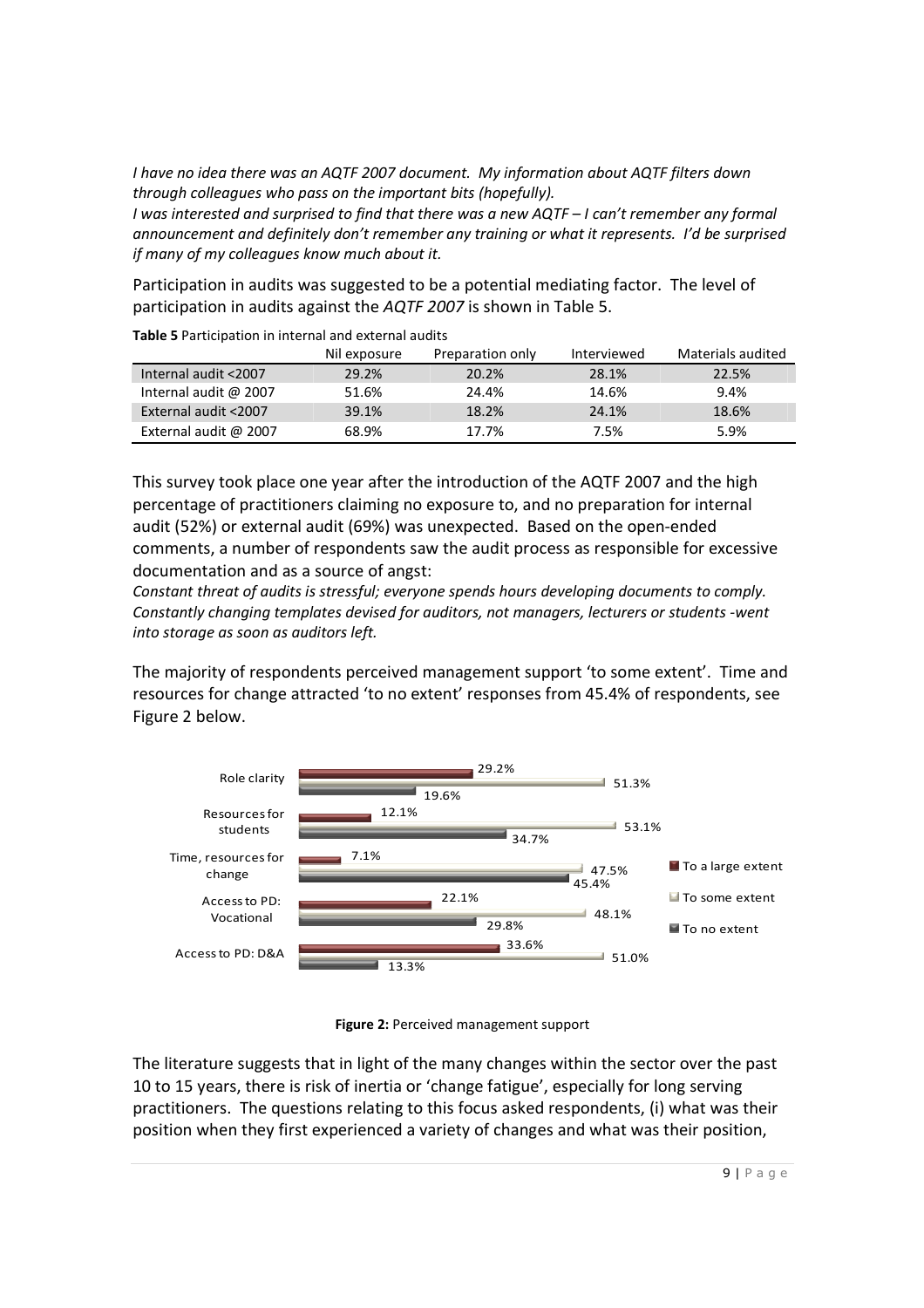*I have no idea there was an AQTF 2007 document. My information about AQTF filters down through colleagues who pass on the important bits (hopefully).*

*I was interested and surprised to find that there was a new AQTF – I can't remember any formal announcement and definitely don't remember any training or what it represents. I'd be surprised if many of my colleagues know much about it.*

Participation in audits was suggested to be a potential mediating factor. The level of participation in audits against the *AQTF 2007* is shown in Table 5.

**Table 5** Participation in internal and external audits

| | Nil exposure | Preparation only | Interviewed | Materials audited |
|---|---|---|---|---|
| Internal audit <2007 | 29.2% | 20.2% | 28.1% | 22.5% |
| Internal audit @ 2007 | 51.6% | 24.4% | 14.6% | 9.4% |
| External audit <2007 | 39.1% | 18.2% | 24.1% | 18.6% |
| External audit @ 2007 | 68.9% | 17.7% | 7.5% | 5.9% |

This survey took place one year after the introduction of the AQTF 2007 and the high percentage of practitioners claiming no exposure to, and no preparation for internal audit (52%) or external audit (69%) was unexpected. Based on the open-ended comments, a number of respondents saw the audit process as responsible for excessive documentation and as a source of angst:

*Constant threat of audits is stressful; everyone spends hours developing documents to comply. Constantly changing templates devised for auditors, not managers, lecturers or students -went into storage as soon as auditors left.*

The majority of respondents perceived management support 'to some extent'. Time and resources for change attracted 'to no extent' responses from 45.4% of respondents, see Figure 2 below.

| | To a large extent | To some extent | To no extent |
|---|---|---|---|
| Role clarity | 29.2% | 51.3% | 19.6% |
| Resources for students | 12.1% | 53.1% | 34.7% |
| Time, resources for change | 7.1% | 47.5% | 45.4% |
| Access to PD: Vocational | 22.1% | 48.1% | 29.8% |
| Access to PD: D&A | 33.6% | 51.0% | 13.3% |

**Figure 2:** Perceived management support

The literature suggests that in light of the many changes within the sector over the past 10 to 15 years, there is risk of inertia or 'change fatigue', especially for long serving practitioners. The questions relating to this focus asked respondents, (i) what was their position when they first experienced a variety of changes and what was their position,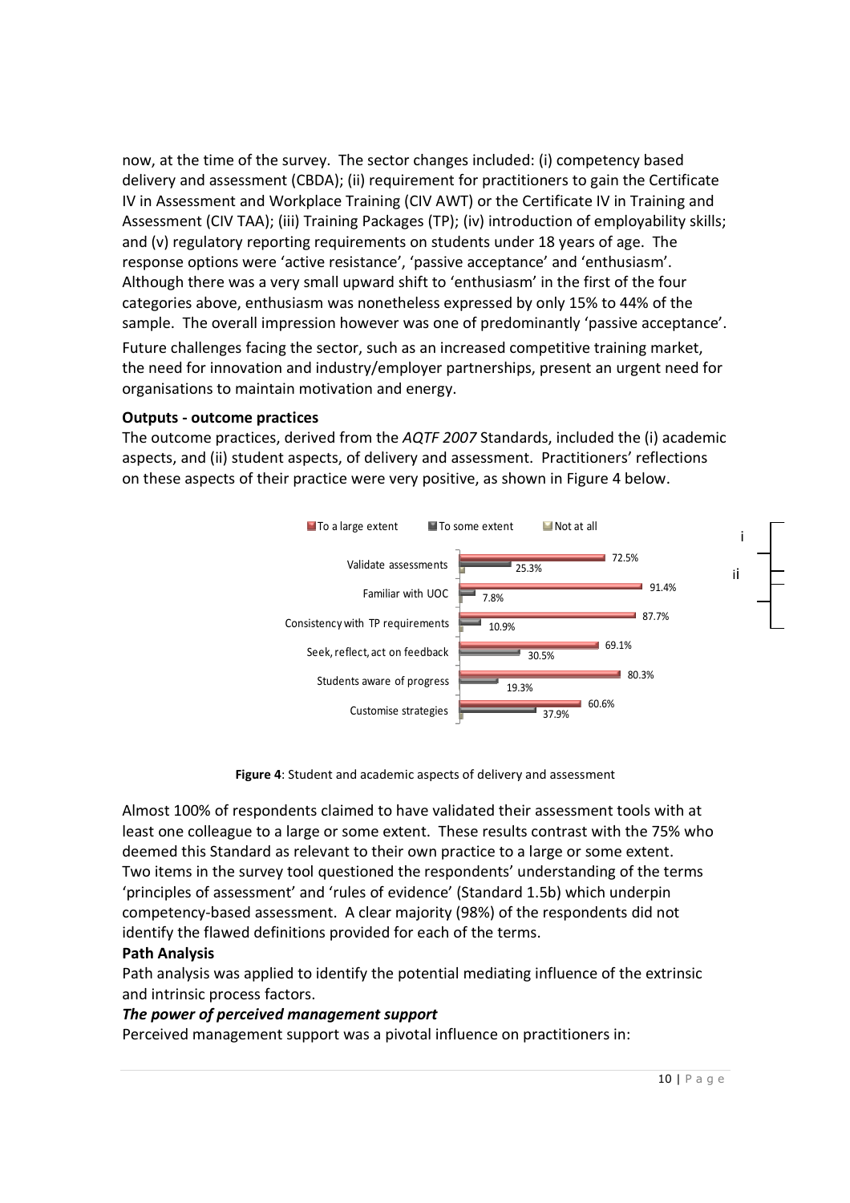now, at the time of the survey. The sector changes included: (i) competency based delivery and assessment (CBDA); (ii) requirement for practitioners to gain the Certificate IV in Assessment and Workplace Training (CIV AWT) or the Certificate IV in Training and Assessment (CIV TAA); (iii) Training Packages (TP); (iv) introduction of employability skills; and (v) regulatory reporting requirements on students under 18 years of age. The response options were 'active resistance', 'passive acceptance' and 'enthusiasm'. Although there was a very small upward shift to 'enthusiasm' in the first of the four categories above, enthusiasm was nonetheless expressed by only 15% to 44% of the sample. The overall impression however was one of predominantly 'passive acceptance'.

Future challenges facing the sector, such as an increased competitive training market, the need for innovation and industry/employer partnerships, present an urgent need for organisations to maintain motivation and energy.

**Outputs - outcome practices**

The outcome practices, derived from the *AQTF 2007* Standards, included the (i) academic aspects, and (ii) student aspects, of delivery and assessment. Practitioners' reflections on these aspects of their practice were very positive, as shown in Figure 4 below.

| | To a large extent | To some extent | Not at all |
|---|---|---|---|
| Validate assessments | 72.5% | 25.3% | |
| Familiar with UOC | 91.4% | 7.8% | |
| Consistency with TP requirements | 87.7% | 10.9% | |
| Seek, reflect, act on feedback | 69.1% | 30.5% | |
| Students aware of progress | 80.3% | 19.3% | |
| Customise strategies | 60.6% | 37.9% | |

**Figure 4**: Student and academic aspects of delivery and assessment

Almost 100% of respondents claimed to have validated their assessment tools with at least one colleague to a large or some extent. These results contrast with the 75% who deemed this Standard as relevant to their own practice to a large or some extent. Two items in the survey tool questioned the respondents' understanding of the terms 'principles of assessment' and 'rules of evidence' (Standard 1.5b) which underpin competency-based assessment. A clear majority (98%) of the respondents did not identify the flawed definitions provided for each of the terms.

**Path Analysis**

Path analysis was applied to identify the potential mediating influence of the extrinsic and intrinsic process factors.

***The power of perceived management support***

Perceived management support was a pivotal influence on practitioners in: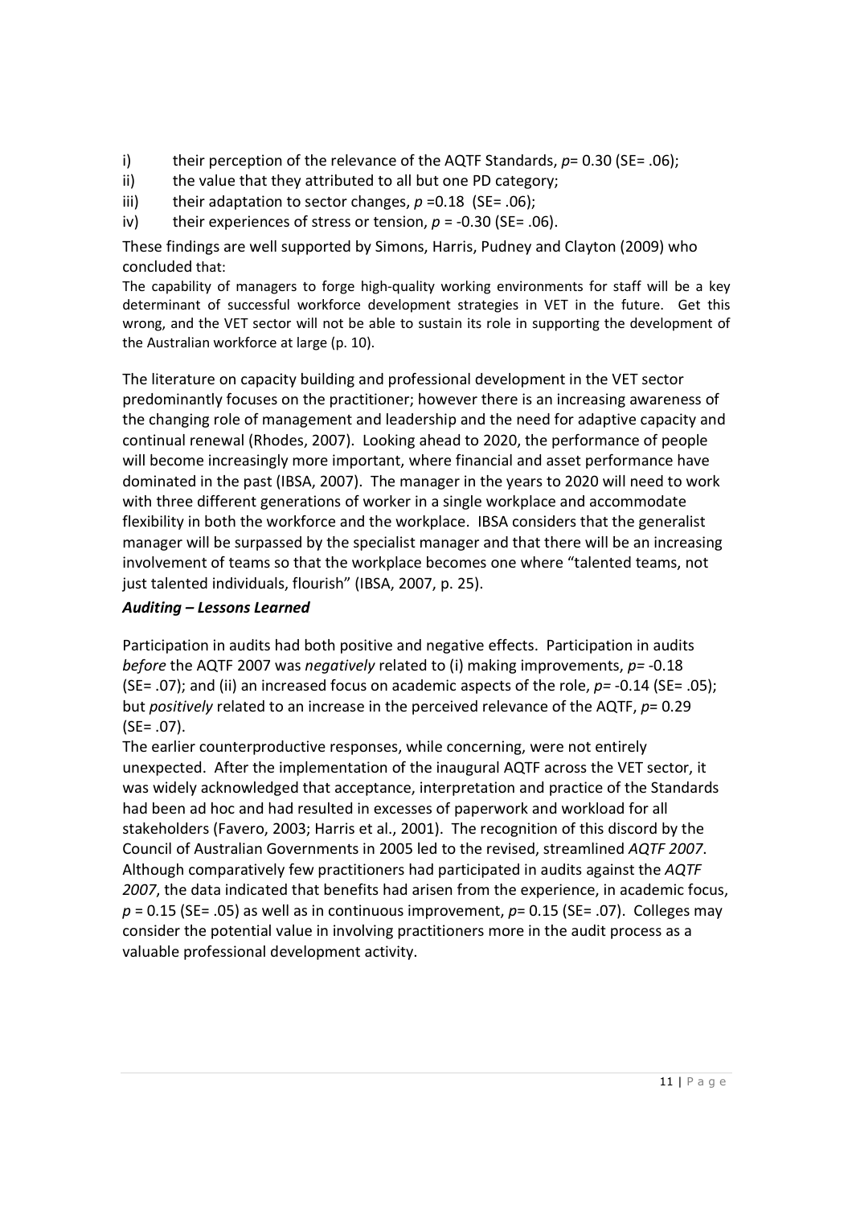i) their perception of the relevance of the AQTF Standards, $p = 0.30$ (SE= .06);
ii) the value that they attributed to all but one PD category;
iii) their adaptation to sector changes, $p = 0.18$ (SE= .06);
iv) their experiences of stress or tension, $p = -0.30$ (SE= .06).

These findings are well supported by Simons, Harris, Pudney and Clayton (2009) who concluded that:

> The capability of managers to forge high-quality working environments for staff will be a key determinant of successful workforce development strategies in VET in the future. Get this wrong, and the VET sector will not be able to sustain its role in supporting the development of the Australian workforce at large (p. 10).

The literature on capacity building and professional development in the VET sector predominantly focuses on the practitioner; however there is an increasing awareness of the changing role of management and leadership and the need for adaptive capacity and continual renewal (Rhodes, 2007). Looking ahead to 2020, the performance of people will become increasingly more important, where financial and asset performance have dominated in the past (IBSA, 2007). The manager in the years to 2020 will need to work with three different generations of worker in a single workplace and accommodate flexibility in both the workforce and the workplace. IBSA considers that the generalist manager will be surpassed by the specialist manager and that there will be an increasing involvement of teams so that the workplace becomes one where "talented teams, not just talented individuals, flourish" (IBSA, 2007, p. 25).

***Auditing – Lessons Learned***

Participation in audits had both positive and negative effects. Participation in audits *before* the AQTF 2007 was *negatively* related to (i) making improvements, $p = -0.18$ (SE= .07); and (ii) an increased focus on academic aspects of the role, $p = -0.14$ (SE= .05); but *positively* related to an increase in the perceived relevance of the AQTF, $p = 0.29$ (SE= .07).

The earlier counterproductive responses, while concerning, were not entirely unexpected. After the implementation of the inaugural AQTF across the VET sector, it was widely acknowledged that acceptance, interpretation and practice of the Standards had been ad hoc and had resulted in excesses of paperwork and workload for all stakeholders (Favero, 2003; Harris et al., 2001). The recognition of this discord by the Council of Australian Governments in 2005 led to the revised, streamlined *AQTF 2007*. Although comparatively few practitioners had participated in audits against the *AQTF 2007*, the data indicated that benefits had arisen from the experience, in academic focus, $p = 0.15$ (SE= .05) as well as in continuous improvement, $p = 0.15$ (SE= .07). Colleges may consider the potential value in involving practitioners more in the audit process as a valuable professional development activity.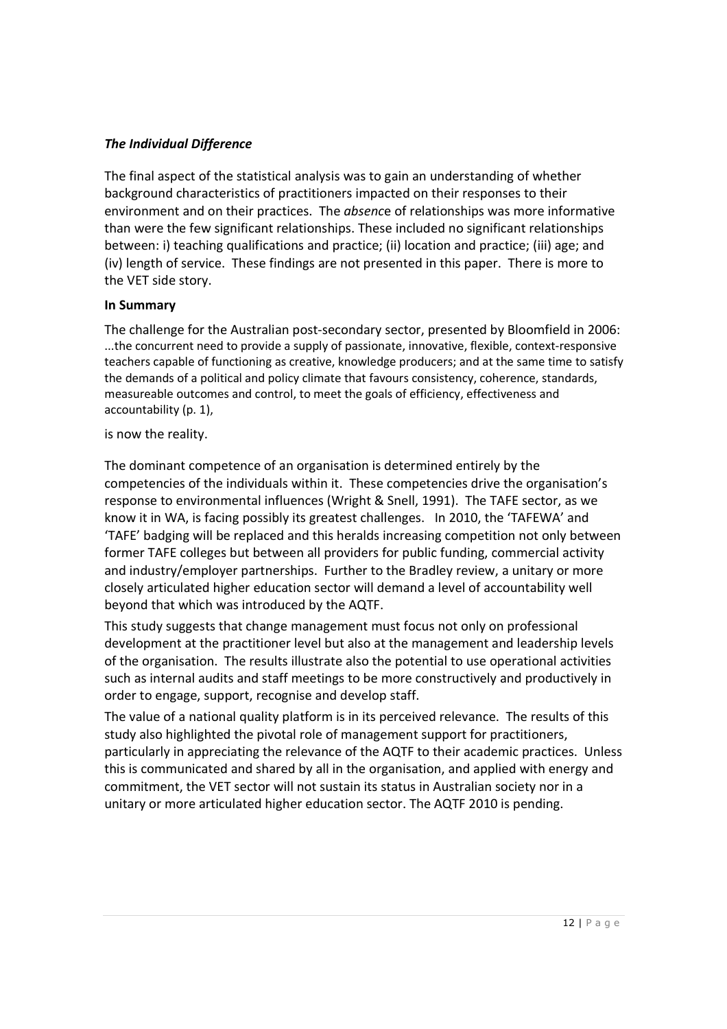### *The Individual Difference*

The final aspect of the statistical analysis was to gain an understanding of whether background characteristics of practitioners impacted on their responses to their environment and on their practices. The *absenc*e of relationships was more informative than were the few significant relationships. These included no significant relationships between: i) teaching qualifications and practice; (ii) location and practice; (iii) age; and (iv) length of service. These findings are not presented in this paper. There is more to the VET side story.

**In Summary**

The challenge for the Australian post-secondary sector, presented by Bloomfield in 2006:

> ...the concurrent need to provide a supply of passionate, innovative, flexible, context-responsive teachers capable of functioning as creative, knowledge producers; and at the same time to satisfy the demands of a political and policy climate that favours consistency, coherence, standards, measureable outcomes and control, to meet the goals of efficiency, effectiveness and accountability (p. 1),

is now the reality.

The dominant competence of an organisation is determined entirely by the competencies of the individuals within it. These competencies drive the organisation's response to environmental influences (Wright & Snell, 1991). The TAFE sector, as we know it in WA, is facing possibly its greatest challenges. In 2010, the 'TAFEWA' and 'TAFE' badging will be replaced and this heralds increasing competition not only between former TAFE colleges but between all providers for public funding, commercial activity and industry/employer partnerships. Further to the Bradley review, a unitary or more closely articulated higher education sector will demand a level of accountability well beyond that which was introduced by the AQTF.

This study suggests that change management must focus not only on professional development at the practitioner level but also at the management and leadership levels of the organisation. The results illustrate also the potential to use operational activities such as internal audits and staff meetings to be more constructively and productively in order to engage, support, recognise and develop staff.

The value of a national quality platform is in its perceived relevance. The results of this study also highlighted the pivotal role of management support for practitioners, particularly in appreciating the relevance of the AQTF to their academic practices. Unless this is communicated and shared by all in the organisation, and applied with energy and commitment, the VET sector will not sustain its status in Australian society nor in a unitary or more articulated higher education sector. The AQTF 2010 is pending.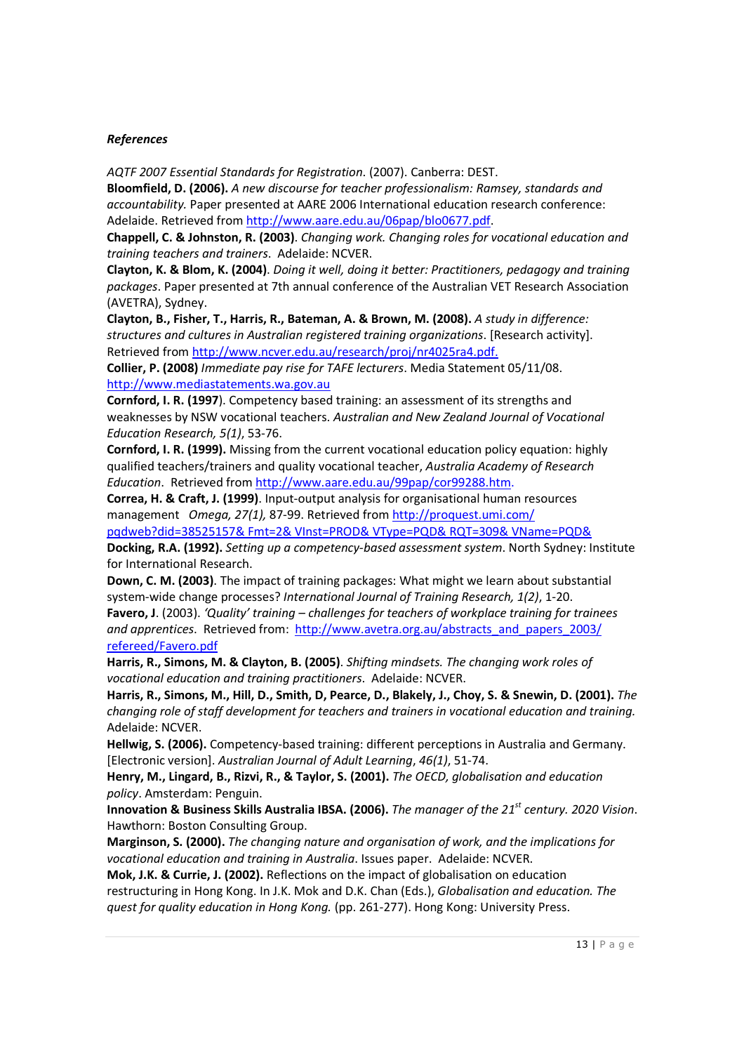***References***

*AQTF 2007 Essential Standards for Registration*. (2007). Canberra: DEST.

**Bloomfield, D. (2006).** *A new discourse for teacher professionalism: Ramsey, standards and accountability.* Paper presented at AARE 2006 International education research conference: Adelaide. Retrieved from http://www.aare.edu.au/06pap/blo0677.pdf.

**Chappell, C. & Johnston, R. (2003)**. *Changing work. Changing roles for vocational education and training teachers and trainers*. Adelaide: NCVER.

**Clayton, K. & Blom, K. (2004)**. *Doing it well, doing it better: Practitioners, pedagogy and training packages*. Paper presented at 7th annual conference of the Australian VET Research Association (AVETRA), Sydney.

**Clayton, B., Fisher, T., Harris, R., Bateman, A. & Brown, M. (2008).** *A study in difference: structures and cultures in Australian registered training organizations*. [Research activity]. Retrieved from http://www.ncver.edu.au/research/proj/nr4025ra4.pdf.

**Collier, P. (2008)** *Immediate pay rise for TAFE lecturers*. Media Statement 05/11/08. http://www.mediastatements.wa.gov.au

**Cornford, I. R. (1997**). Competency based training: an assessment of its strengths and weaknesses by NSW vocational teachers. *Australian and New Zealand Journal of Vocational Education Research, 5(1)*, 53-76.

**Cornford, I. R. (1999).** Missing from the current vocational education policy equation: highly qualified teachers/trainers and quality vocational teacher, *Australia Academy of Research Education*. Retrieved from http://www.aare.edu.au/99pap/cor99288.htm.

**Correa, H. & Craft, J. (1999)**. Input-output analysis for organisational human resources management *Omega, 27(1),* 87-99. Retrieved from http://proquest.umi.com/pqdweb?did=38525157& Fmt=2& VInst=PROD& VType=PQD& RQT=309& VName=PQD&

**Docking, R.A. (1992).** *Setting up a competency-based assessment system*. North Sydney: Institute for International Research.

**Down, C. M. (2003)**. The impact of training packages: What might we learn about substantial system-wide change processes? *International Journal of Training Research, 1(2)*, 1-20.

**Favero, J**. (2003). *'Quality' training – challenges for teachers of workplace training for trainees and apprentices*. Retrieved from: http://www.avetra.org.au/abstracts_and_papers_2003/refereed/Favero.pdf

**Harris, R., Simons, M. & Clayton, B. (2005)**. *Shifting mindsets. The changing work roles of vocational education and training practitioners*. Adelaide: NCVER.

**Harris, R., Simons, M., Hill, D., Smith, D, Pearce, D., Blakely, J., Choy, S. & Snewin, D. (2001).** *The changing role of staff development for teachers and trainers in vocational education and training.* Adelaide: NCVER.

**Hellwig, S. (2006).** Competency-based training: different perceptions in Australia and Germany. [Electronic version]. *Australian Journal of Adult Learning*, *46(1)*, 51-74.

**Henry, M., Lingard, B., Rizvi, R., & Taylor, S. (2001).** *The OECD, globalisation and education policy*. Amsterdam: Penguin.

**Innovation & Business Skills Australia IBSA. (2006).** *The manager of the 21st century. 2020 Vision*. Hawthorn: Boston Consulting Group.

**Marginson, S. (2000).** *The changing nature and organisation of work, and the implications for vocational education and training in Australia*. Issues paper. Adelaide: NCVER.

**Mok, J.K. & Currie, J. (2002).** Reflections on the impact of globalisation on education restructuring in Hong Kong. In J.K. Mok and D.K. Chan (Eds.), *Globalisation and education. The quest for quality education in Hong Kong.* (pp. 261-277). Hong Kong: University Press.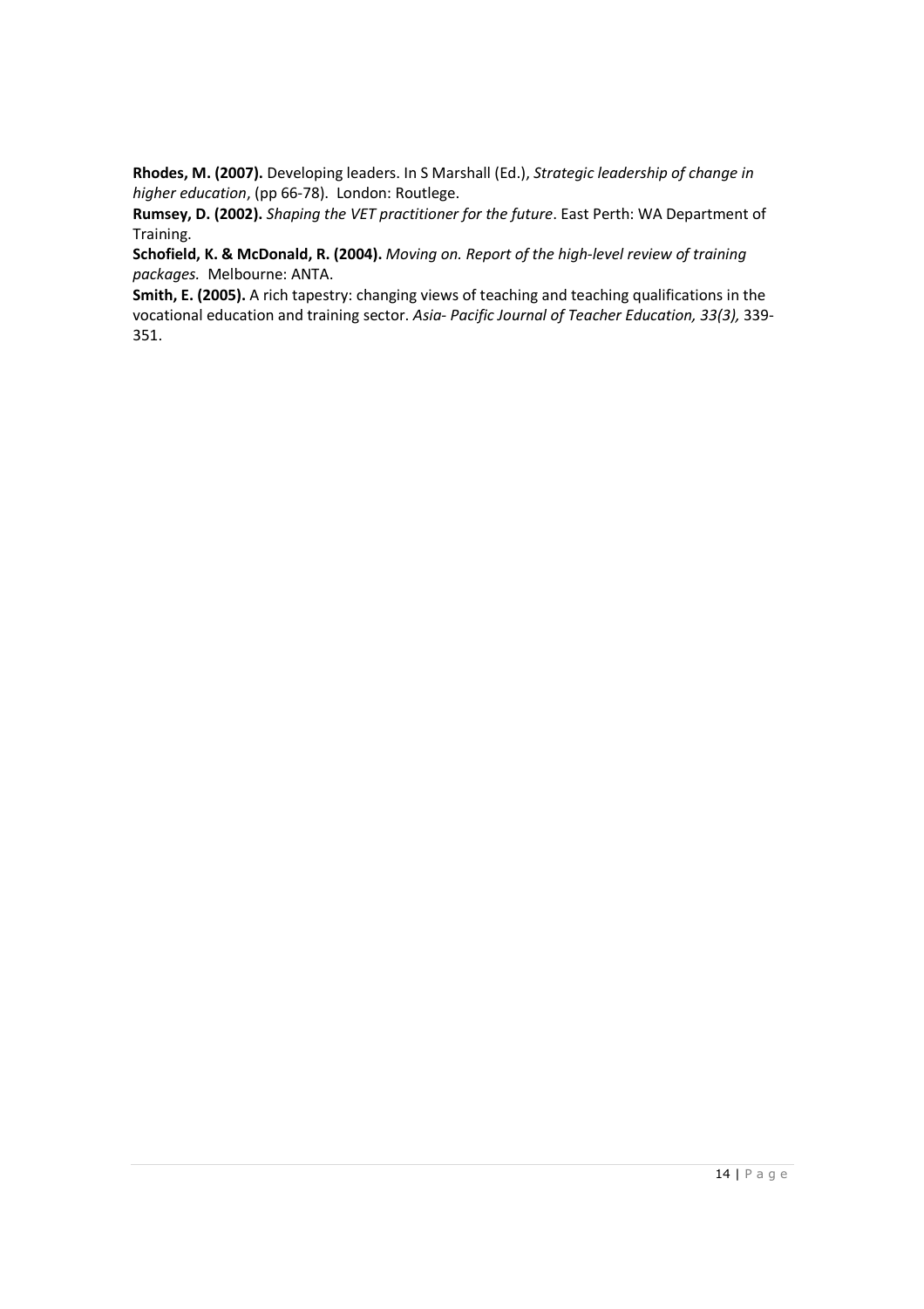**Rhodes, M. (2007).** Developing leaders. In S Marshall (Ed.), *Strategic leadership of change in higher education*, (pp 66-78). London: Routlege.

**Rumsey, D. (2002).** *Shaping the VET practitioner for the future*. East Perth: WA Department of Training.

**Schofield, K. & McDonald, R. (2004).** *Moving on. Report of the high-level review of training packages.* Melbourne: ANTA.

**Smith, E. (2005).** A rich tapestry: changing views of teaching and teaching qualifications in the vocational education and training sector. *Asia- Pacific Journal of Teacher Education, 33(3),* 339-351.